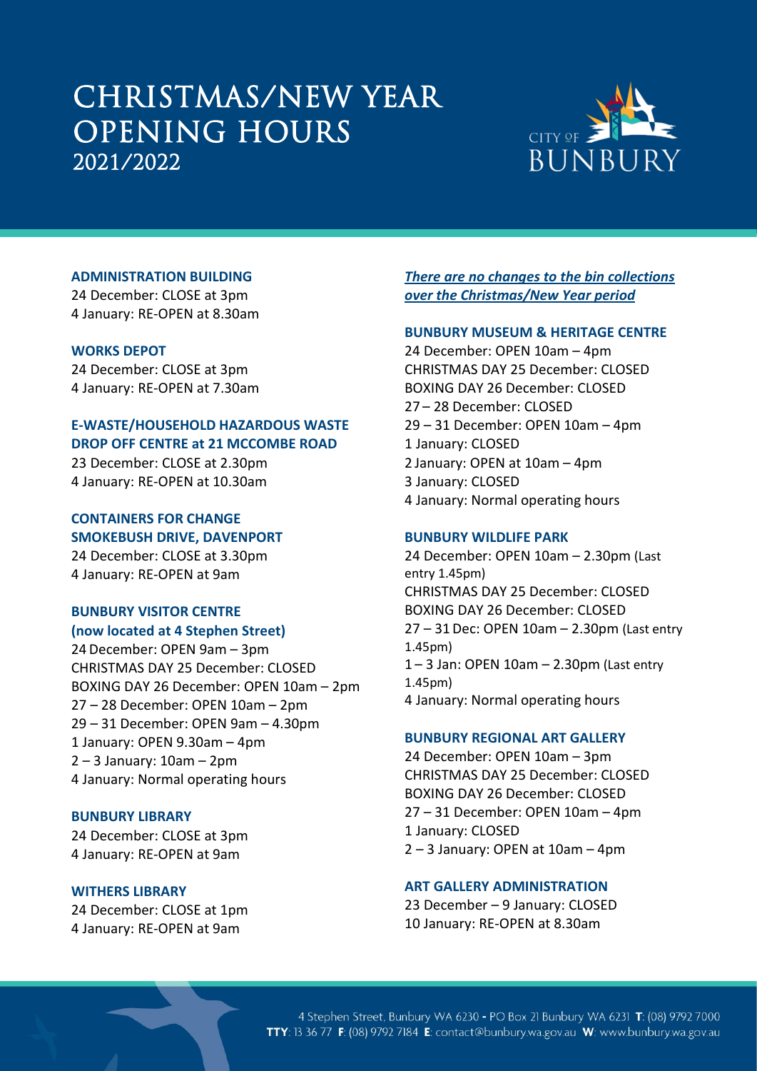# CHRISTMAS/NEW YEAR OPENING HOURS 2021/2022

CITY OF BUNBURY

**ADMINISTRATION BUILDING**
24 December: CLOSE at 3pm
4 January: RE-OPEN at 8.30am

**WORKS DEPOT**
24 December: CLOSE at 3pm
4 January: RE-OPEN at 7.30am

**E-WASTE/HOUSEHOLD HAZARDOUS WASTE DROP OFF CENTRE at 21 MCCOMBE ROAD**
23 December: CLOSE at 2.30pm
4 January: RE-OPEN at 10.30am

**CONTAINERS FOR CHANGE SMOKEBUSH DRIVE, DAVENPORT**
24 December: CLOSE at 3.30pm
4 January: RE-OPEN at 9am

**BUNBURY VISITOR CENTRE (now located at 4 Stephen Street)**
24 December: OPEN 9am – 3pm
CHRISTMAS DAY 25 December: CLOSED
BOXING DAY 26 December: OPEN 10am – 2pm
27 – 28 December: OPEN 10am – 2pm
29 – 31 December: OPEN 9am – 4.30pm
1 January: OPEN 9.30am – 4pm
2 – 3 January: 10am – 2pm
4 January: Normal operating hours

**BUNBURY LIBRARY**
24 December: CLOSE at 3pm
4 January: RE-OPEN at 9am

**WITHERS LIBRARY**
24 December: CLOSE at 1pm
4 January: RE-OPEN at 9am

***There are no changes to the bin collections over the Christmas/New Year period***

**BUNBURY MUSEUM & HERITAGE CENTRE**
24 December: OPEN 10am – 4pm
CHRISTMAS DAY 25 December: CLOSED
BOXING DAY 26 December: CLOSED
27 – 28 December: CLOSED
29 – 31 December: OPEN 10am – 4pm
1 January: CLOSED
2 January: OPEN at 10am – 4pm
3 January: CLOSED
4 January: Normal operating hours

**BUNBURY WILDLIFE PARK**
24 December: OPEN 10am – 2.30pm (Last entry 1.45pm)
CHRISTMAS DAY 25 December: CLOSED
BOXING DAY 26 December: CLOSED
27 – 31 Dec: OPEN 10am – 2.30pm (Last entry 1.45pm)
1 – 3 Jan: OPEN 10am – 2.30pm (Last entry 1.45pm)
4 January: Normal operating hours

**BUNBURY REGIONAL ART GALLERY**
24 December: OPEN 10am – 3pm
CHRISTMAS DAY 25 December: CLOSED
BOXING DAY 26 December: CLOSED
27 – 31 December: OPEN 10am – 4pm
1 January: CLOSED
2 – 3 January: OPEN at 10am – 4pm

**ART GALLERY ADMINISTRATION**
23 December – 9 January: CLOSED
10 January: RE-OPEN at 8.30am

4 Stephen Street, Bunbury WA 6230 - PO Box 21 Bunbury WA 6231 **T**: (08) 9792 7000
**TTY**: 13 36 77 **F**: (08) 9792 7184 **E**: contact@bunbury.wa.gov.au **W**: www.bunbury.wa.gov.au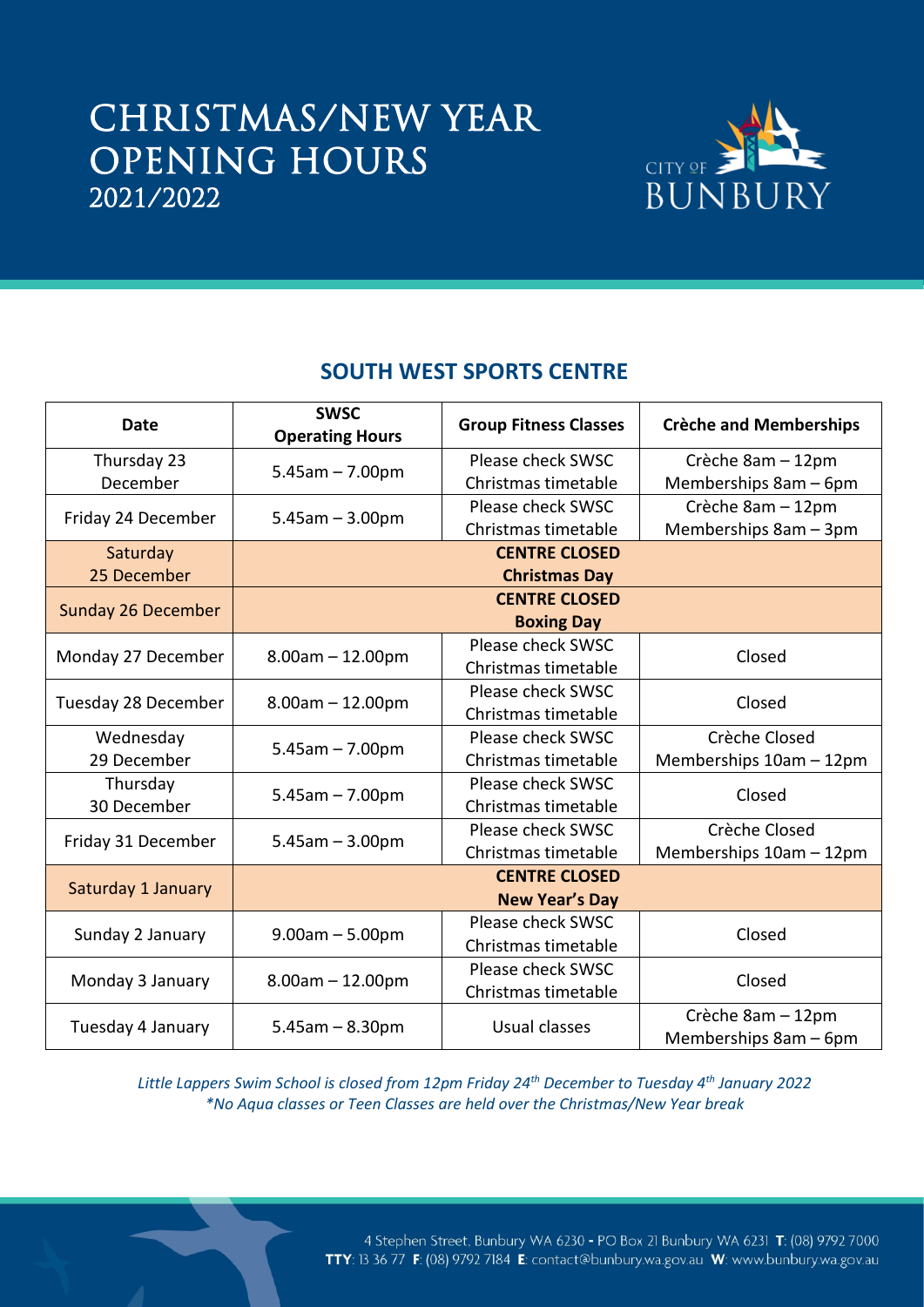# CHRISTMAS/NEW YEAR OPENING HOURS 2021/2022

CITY OF BUNBURY

## SOUTH WEST SPORTS CENTRE

| Date | SWSC Operating Hours | Group Fitness Classes | Crèche and Memberships |
|---|---|---|---|
| Thursday 23 December | 5.45am – 7.00pm | Please check SWSC Christmas timetable | Crèche 8am – 12pm Memberships 8am – 6pm |
| Friday 24 December | 5.45am – 3.00pm | Please check SWSC Christmas timetable | Crèche 8am – 12pm Memberships 8am – 3pm |
| Saturday 25 December | **CENTRE CLOSED Christmas Day** | | |
| Sunday 26 December | **CENTRE CLOSED Boxing Day** | | |
| Monday 27 December | 8.00am – 12.00pm | Please check SWSC Christmas timetable | Closed |
| Tuesday 28 December | 8.00am – 12.00pm | Please check SWSC Christmas timetable | Closed |
| Wednesday 29 December | 5.45am – 7.00pm | Please check SWSC Christmas timetable | Crèche Closed Memberships 10am – 12pm |
| Thursday 30 December | 5.45am – 7.00pm | Please check SWSC Christmas timetable | Closed |
| Friday 31 December | 5.45am – 3.00pm | Please check SWSC Christmas timetable | Crèche Closed Memberships 10am – 12pm |
| Saturday 1 January | **CENTRE CLOSED New Year's Day** | | |
| Sunday 2 January | 9.00am – 5.00pm | Please check SWSC Christmas timetable | Closed |
| Monday 3 January | 8.00am – 12.00pm | Please check SWSC Christmas timetable | Closed |
| Tuesday 4 January | 5.45am – 8.30pm | Usual classes | Crèche 8am – 12pm Memberships 8am – 6pm |

*Little Lappers Swim School is closed from 12pm Friday 24th December to Tuesday 4th January 2022*
*\*No Aqua classes or Teen Classes are held over the Christmas/New Year break*

4 Stephen Street, Bunbury WA 6230 - PO Box 21 Bunbury WA 6231 **T**: (08) 9792 7000
**TTY**: 13 36 77 **F**: (08) 9792 7184 **E**: contact@bunbury.wa.gov.au **W**: www.bunbury.wa.gov.au